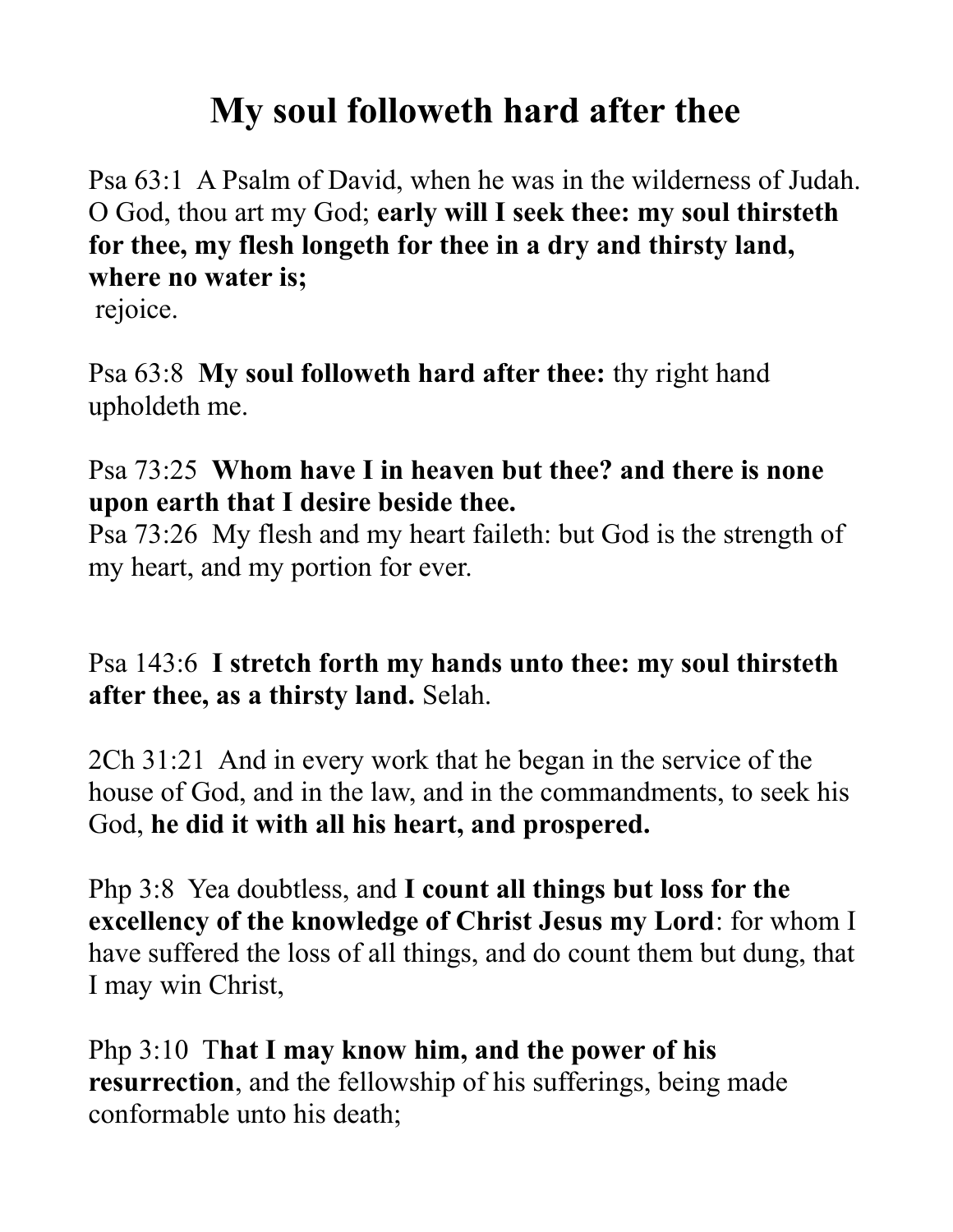# My soul followeth hard after thee

Psa 63:1 A Psalm of David, when he was in the wilderness of Judah. O God, thou art my God; **early will I seek thee: my soul thirsteth for thee, my flesh longeth for thee in a dry and thirsty land, where no water is;**
rejoice.

Psa 63:8 **My soul followeth hard after thee:** thy right hand upholdeth me.

Psa 73:25 **Whom have I in heaven but thee? and there is none upon earth that I desire beside thee.**
Psa 73:26 My flesh and my heart faileth: but God is the strength of my heart, and my portion for ever.

Psa 143:6 **I stretch forth my hands unto thee: my soul thirsteth after thee, as a thirsty land.** Selah.

2Ch 31:21 And in every work that he began in the service of the house of God, and in the law, and in the commandments, to seek his God, **he did it with all his heart, and prospered.**

Php 3:8 Yea doubtless, and **I count all things but loss for the excellency of the knowledge of Christ Jesus my Lord**: for whom I have suffered the loss of all things, and do count them but dung, that I may win Christ,

Php 3:10 T**hat I may know him, and the power of his resurrection**, and the fellowship of his sufferings, being made conformable unto his death;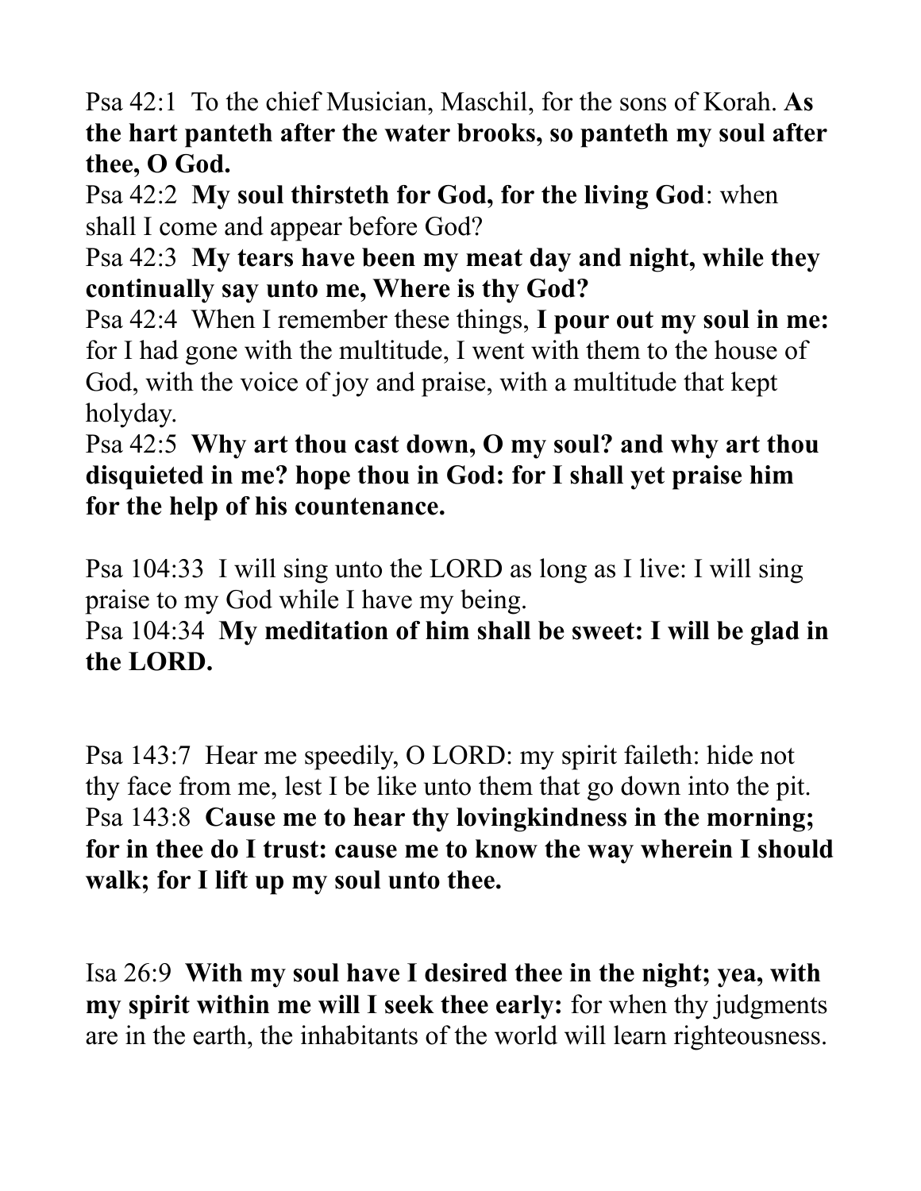Psa 42:1 To the chief Musician, Maschil, for the sons of Korah. **As the hart panteth after the water brooks, so panteth my soul after thee, O God.**

Psa 42:2 **My soul thirsteth for God, for the living God**: when shall I come and appear before God?

Psa 42:3 **My tears have been my meat day and night, while they continually say unto me, Where is thy God?**

Psa 42:4 When I remember these things, **I pour out my soul in me:** for I had gone with the multitude, I went with them to the house of God, with the voice of joy and praise, with a multitude that kept holyday.

Psa 42:5 **Why art thou cast down, O my soul? and why art thou disquieted in me? hope thou in God: for I shall yet praise him for the help of his countenance.**

Psa 104:33 I will sing unto the LORD as long as I live: I will sing praise to my God while I have my being.

Psa 104:34 **My meditation of him shall be sweet: I will be glad in the LORD.**

Psa 143:7 Hear me speedily, O LORD: my spirit faileth: hide not thy face from me, lest I be like unto them that go down into the pit.

Psa 143:8 **Cause me to hear thy lovingkindness in the morning; for in thee do I trust: cause me to know the way wherein I should walk; for I lift up my soul unto thee.**

Isa 26:9 **With my soul have I desired thee in the night; yea, with my spirit within me will I seek thee early:** for when thy judgments are in the earth, the inhabitants of the world will learn righteousness.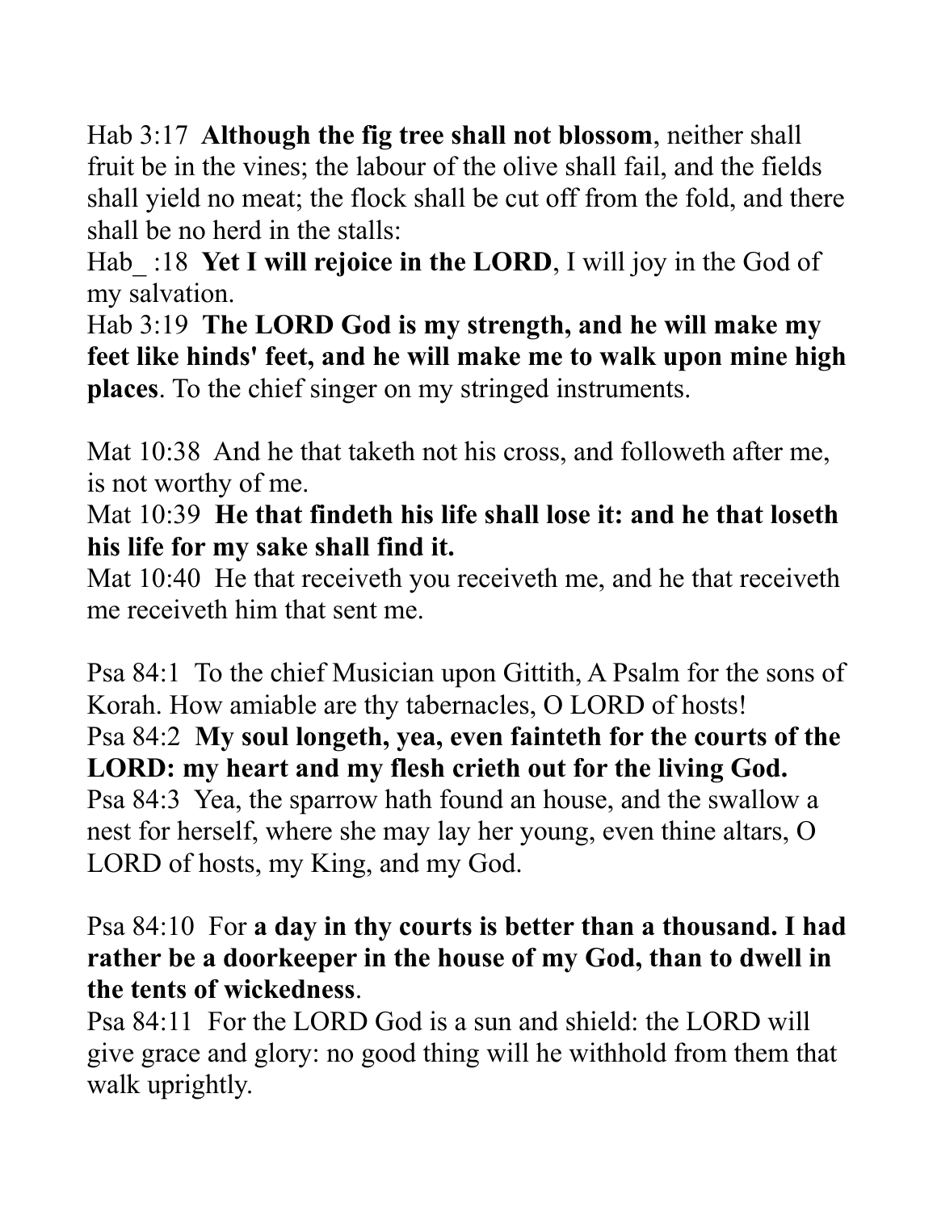Hab 3:17  **Although the fig tree shall not blossom**, neither shall fruit be in the vines; the labour of the olive shall fail, and the fields shall yield no meat; the flock shall be cut off from the fold, and there shall be no herd in the stalls:
Hab_ :18  **Yet I will rejoice in the LORD**, I will joy in the God of my salvation.
Hab 3:19  **The LORD God is my strength, and he will make my feet like hinds' feet, and he will make me to walk upon mine high places**. To the chief singer on my stringed instruments.

Mat 10:38  And he that taketh not his cross, and followeth after me, is not worthy of me.
Mat 10:39  **He that findeth his life shall lose it: and he that loseth his life for my sake shall find it.**
Mat 10:40  He that receiveth you receiveth me, and he that receiveth me receiveth him that sent me.

Psa 84:1  To the chief Musician upon Gittith, A Psalm for the sons of Korah. How amiable are thy tabernacles, O LORD of hosts!
Psa 84:2  **My soul longeth, yea, even fainteth for the courts of the LORD: my heart and my flesh crieth out for the living God.**
Psa 84:3  Yea, the sparrow hath found an house, and the swallow a nest for herself, where she may lay her young, even thine altars, O LORD of hosts, my King, and my God.

Psa 84:10  For **a day in thy courts is better than a thousand. I had rather be a doorkeeper in the house of my God, than to dwell in the tents of wickedness**.
Psa 84:11  For the LORD God is a sun and shield: the LORD will give grace and glory: no good thing will he withhold from them that walk uprightly.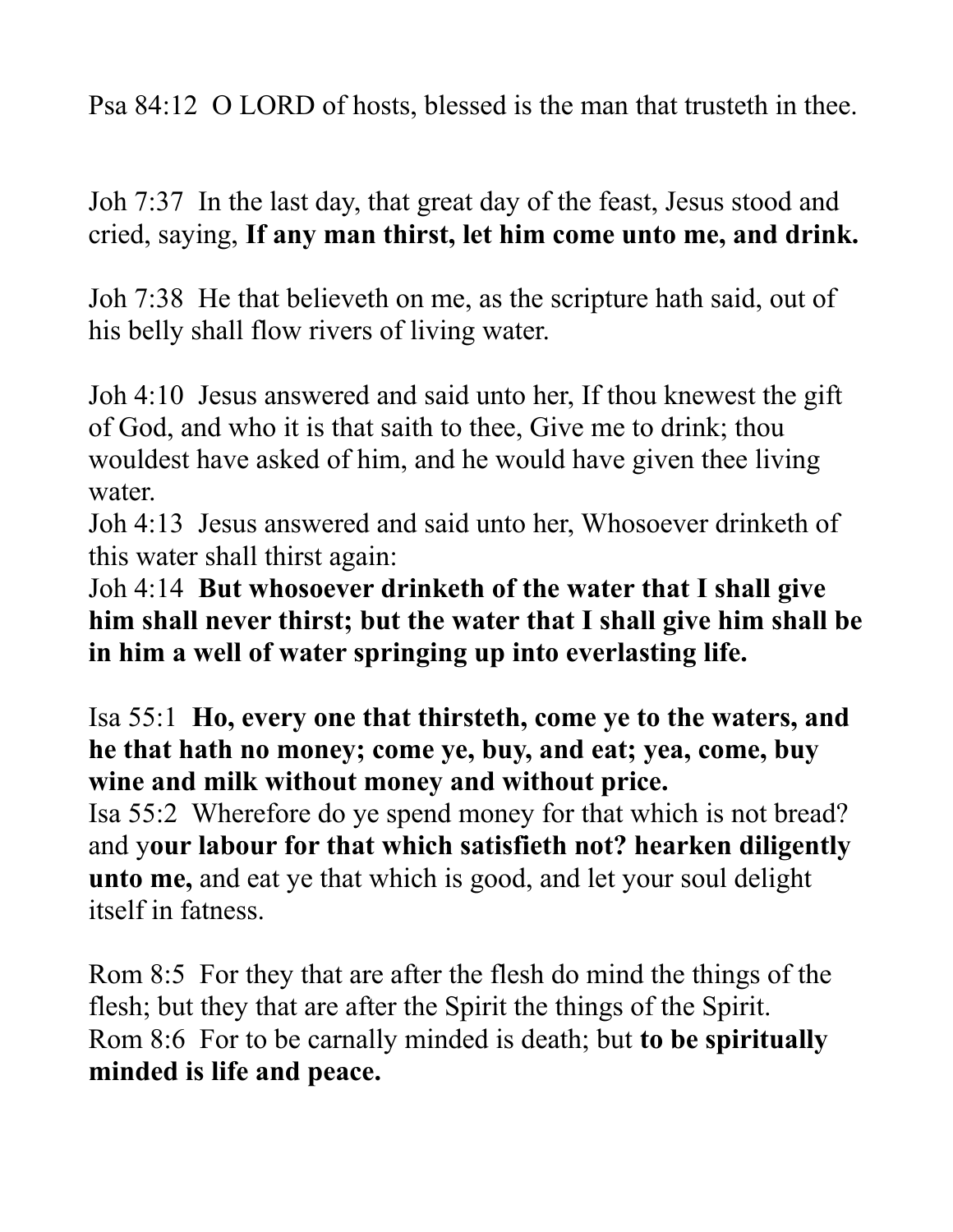Psa 84:12 O LORD of hosts, blessed is the man that trusteth in thee.

Joh 7:37 In the last day, that great day of the feast, Jesus stood and cried, saying, **If any man thirst, let him come unto me, and drink.**

Joh 7:38 He that believeth on me, as the scripture hath said, out of his belly shall flow rivers of living water.

Joh 4:10 Jesus answered and said unto her, If thou knewest the gift of God, and who it is that saith to thee, Give me to drink; thou wouldest have asked of him, and he would have given thee living water.
Joh 4:13 Jesus answered and said unto her, Whosoever drinketh of this water shall thirst again:
Joh 4:14 **But whosoever drinketh of the water that I shall give him shall never thirst; but the water that I shall give him shall be in him a well of water springing up into everlasting life.**

Isa 55:1 **Ho, every one that thirsteth, come ye to the waters, and he that hath no money; come ye, buy, and eat; yea, come, buy wine and milk without money and without price.**
Isa 55:2 Wherefore do ye spend money for that which is not bread? and y**our labour for that which satisfieth not? hearken diligently unto me,** and eat ye that which is good, and let your soul delight itself in fatness.

Rom 8:5 For they that are after the flesh do mind the things of the flesh; but they that are after the Spirit the things of the Spirit.
Rom 8:6 For to be carnally minded is death; but **to be spiritually minded is life and peace.**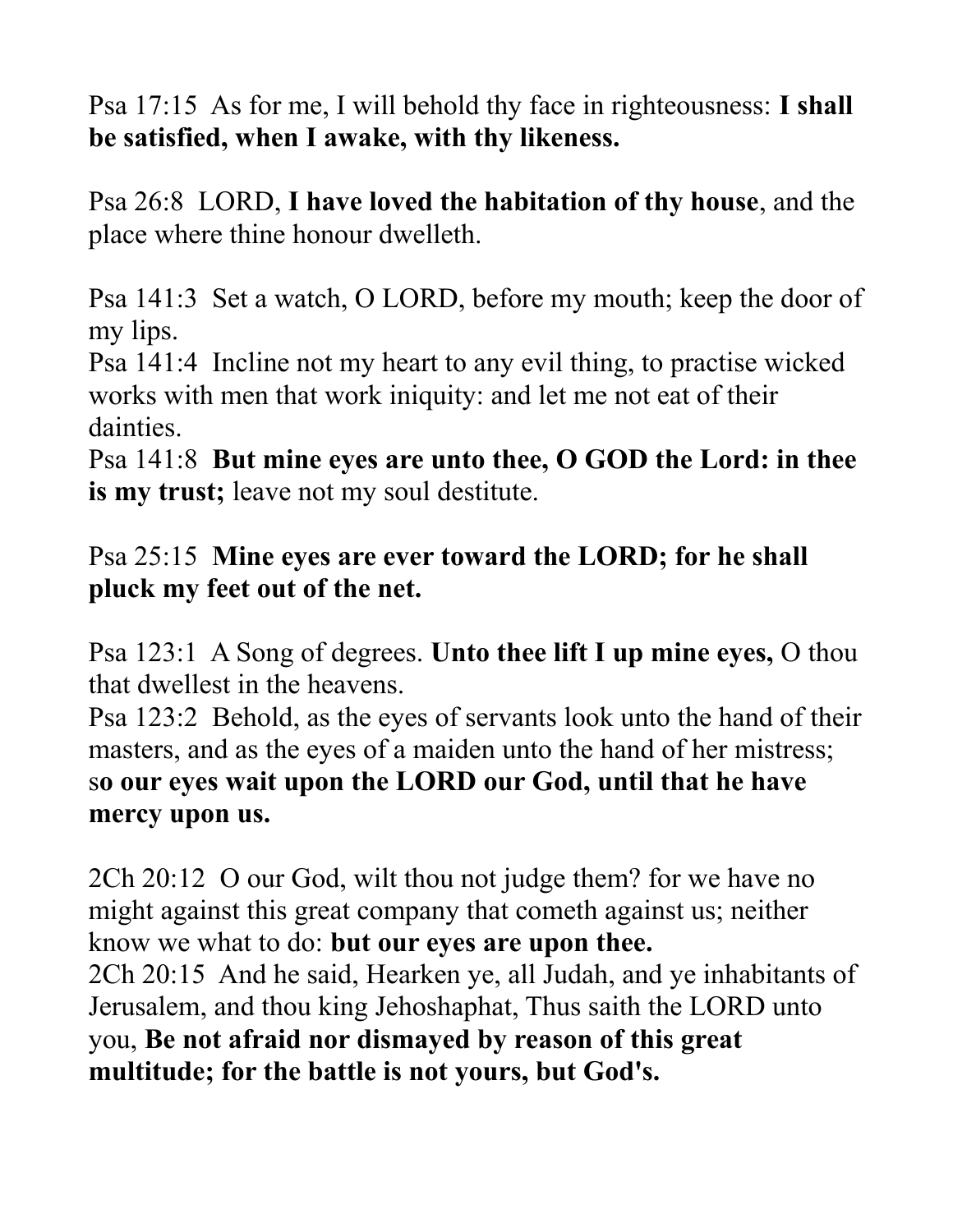Psa 17:15  As for me, I will behold thy face in righteousness: **I shall be satisfied, when I awake, with thy likeness.**

Psa 26:8  LORD, **I have loved the habitation of thy house**, and the place where thine honour dwelleth.

Psa 141:3  Set a watch, O LORD, before my mouth; keep the door of my lips.
Psa 141:4  Incline not my heart to any evil thing, to practise wicked works with men that work iniquity: and let me not eat of their dainties.
Psa 141:8  **But mine eyes are unto thee, O GOD the Lord: in thee is my trust;** leave not my soul destitute.

Psa 25:15  **Mine eyes are ever toward the LORD; for he shall pluck my feet out of the net.**

Psa 123:1  A Song of degrees. **Unto thee lift I up mine eyes,** O thou that dwellest in the heavens.
Psa 123:2  Behold, as the eyes of servants look unto the hand of their masters, and as the eyes of a maiden unto the hand of her mistress; s**o our eyes wait upon the LORD our God, until that he have mercy upon us.**

2Ch 20:12  O our God, wilt thou not judge them? for we have no might against this great company that cometh against us; neither know we what to do: **but our eyes are upon thee.**
2Ch 20:15  And he said, Hearken ye, all Judah, and ye inhabitants of Jerusalem, and thou king Jehoshaphat, Thus saith the LORD unto you, **Be not afraid nor dismayed by reason of this great multitude; for the battle is not yours, but God's.**